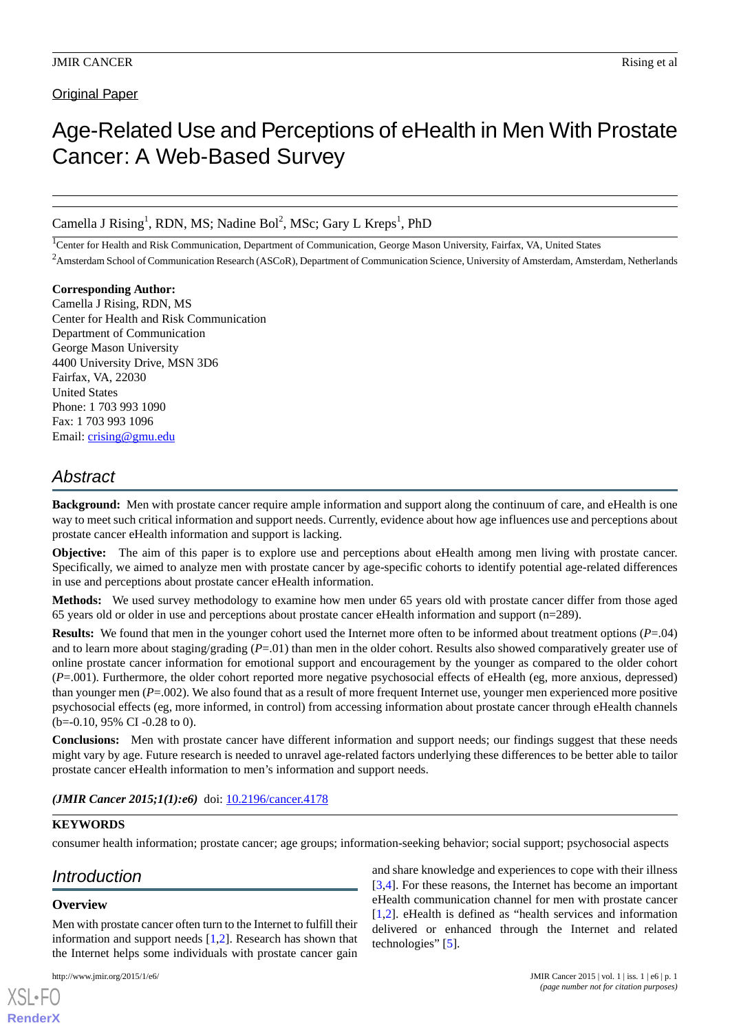Original Paper

# Age-Related Use and Perceptions of eHealth in Men With Prostate Cancer: A Web-Based Survey

Camella J Rising[1], RDN, MS; Nadine Bol[2], MSc; Gary L Kreps[1], PhD

[1]Center for Health and Risk Communication, Department of Communication, George Mason University, Fairfax, VA, United States

[2]Amsterdam School of Communication Research (ASCoR), Department of Communication Science, University of Amsterdam, Amsterdam, Netherlands

**Corresponding Author:**
Camella J Rising, RDN, MS
Center for Health and Risk Communication
Department of Communication
George Mason University
4400 University Drive, MSN 3D6
Fairfax, VA, 22030
United States
Phone: 1 703 993 1090
Fax: 1 703 993 1096
Email: crising@gmu.edu

## Abstract

**Background:** Men with prostate cancer require ample information and support along the continuum of care, and eHealth is one way to meet such critical information and support needs. Currently, evidence about how age influences use and perceptions about prostate cancer eHealth information and support is lacking.

**Objective:** The aim of this paper is to explore use and perceptions about eHealth among men living with prostate cancer. Specifically, we aimed to analyze men with prostate cancer by age-specific cohorts to identify potential age-related differences in use and perceptions about prostate cancer eHealth information.

**Methods:** We used survey methodology to examine how men under 65 years old with prostate cancer differ from those aged 65 years old or older in use and perceptions about prostate cancer eHealth information and support (n=289).

**Results:** We found that men in the younger cohort used the Internet more often to be informed about treatment options (*P*=.04) and to learn more about staging/grading (*P*=.01) than men in the older cohort. Results also showed comparatively greater use of online prostate cancer information for emotional support and encouragement by the younger as compared to the older cohort (*P*=.001). Furthermore, the older cohort reported more negative psychosocial effects of eHealth (eg, more anxious, depressed) than younger men (*P*=.002). We also found that as a result of more frequent Internet use, younger men experienced more positive psychosocial effects (eg, more informed, in control) from accessing information about prostate cancer through eHealth channels (b=-0.10, 95% CI -0.28 to 0).

**Conclusions:** Men with prostate cancer have different information and support needs; our findings suggest that these needs might vary by age. Future research is needed to unravel age-related factors underlying these differences to be better able to tailor prostate cancer eHealth information to men's information and support needs.

***(JMIR Cancer 2015;1(1):e6)*** doi: 10.2196/cancer.4178

**KEYWORDS**

consumer health information; prostate cancer; age groups; information-seeking behavior; social support; psychosocial aspects

## Introduction

### Overview

Men with prostate cancer often turn to the Internet to fulfill their information and support needs [1,2]. Research has shown that the Internet helps some individuals with prostate cancer gain and share knowledge and experiences to cope with their illness [3,4]. For these reasons, the Internet has become an important eHealth communication channel for men with prostate cancer [1,2]. eHealth is defined as "health services and information delivered or enhanced through the Internet and related technologies" [5].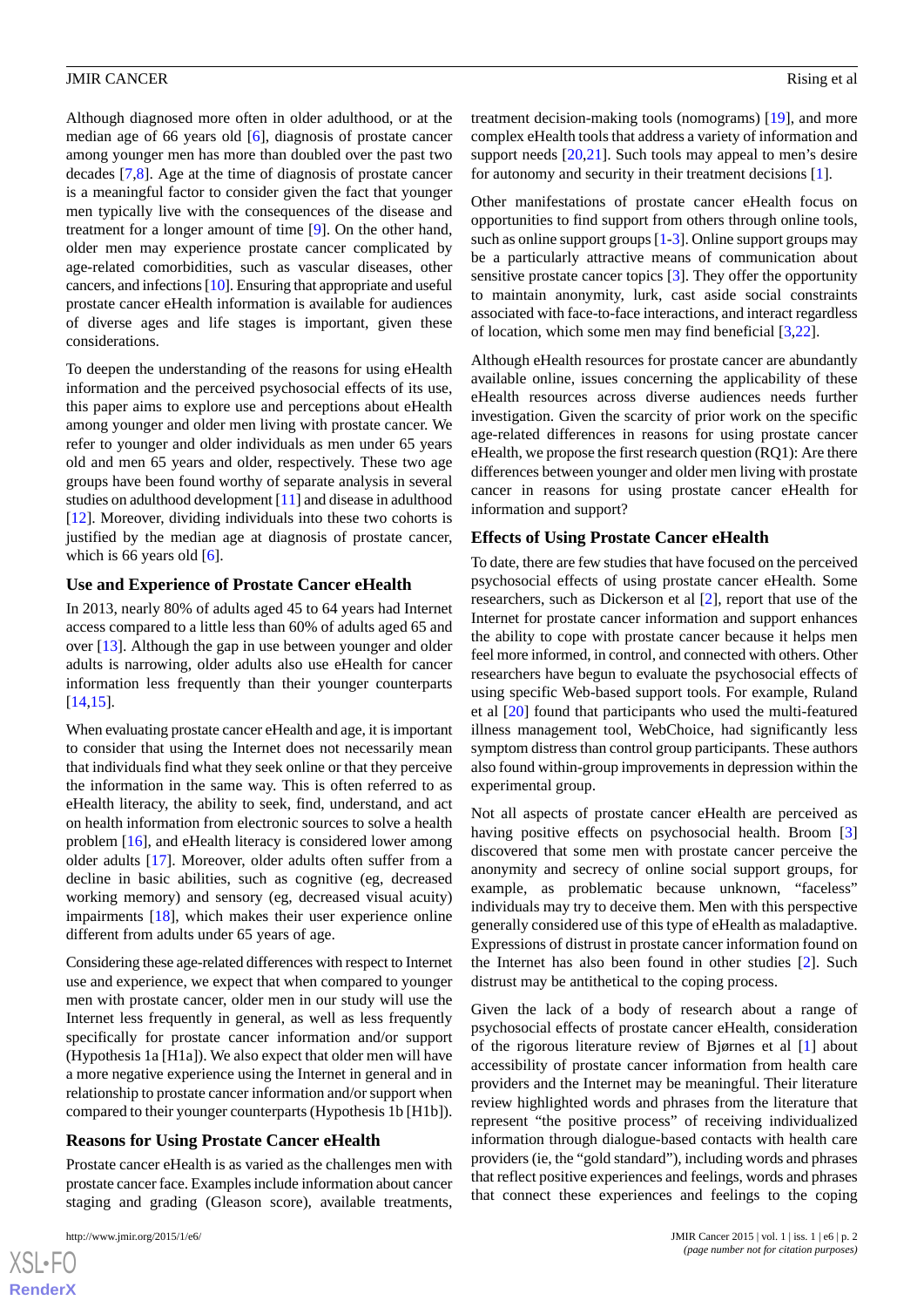Although diagnosed more often in older adulthood, or at the median age of 66 years old [6], diagnosis of prostate cancer among younger men has more than doubled over the past two decades [7,8]. Age at the time of diagnosis of prostate cancer is a meaningful factor to consider given the fact that younger men typically live with the consequences of the disease and treatment for a longer amount of time [9]. On the other hand, older men may experience prostate cancer complicated by age-related comorbidities, such as vascular diseases, other cancers, and infections [10]. Ensuring that appropriate and useful prostate cancer eHealth information is available for audiences of diverse ages and life stages is important, given these considerations.

To deepen the understanding of the reasons for using eHealth information and the perceived psychosocial effects of its use, this paper aims to explore use and perceptions about eHealth among younger and older men living with prostate cancer. We refer to younger and older individuals as men under 65 years old and men 65 years and older, respectively. These two age groups have been found worthy of separate analysis in several studies on adulthood development [11] and disease in adulthood [12]. Moreover, dividing individuals into these two cohorts is justified by the median age at diagnosis of prostate cancer, which is 66 years old [6].

## Use and Experience of Prostate Cancer eHealth

In 2013, nearly 80% of adults aged 45 to 64 years had Internet access compared to a little less than 60% of adults aged 65 and over [13]. Although the gap in use between younger and older adults is narrowing, older adults also use eHealth for cancer information less frequently than their younger counterparts [14,15].

When evaluating prostate cancer eHealth and age, it is important to consider that using the Internet does not necessarily mean that individuals find what they seek online or that they perceive the information in the same way. This is often referred to as eHealth literacy, the ability to seek, find, understand, and act on health information from electronic sources to solve a health problem [16], and eHealth literacy is considered lower among older adults [17]. Moreover, older adults often suffer from a decline in basic abilities, such as cognitive (eg, decreased working memory) and sensory (eg, decreased visual acuity) impairments [18], which makes their user experience online different from adults under 65 years of age.

Considering these age-related differences with respect to Internet use and experience, we expect that when compared to younger men with prostate cancer, older men in our study will use the Internet less frequently in general, as well as less frequently specifically for prostate cancer information and/or support (Hypothesis 1a [H1a]). We also expect that older men will have a more negative experience using the Internet in general and in relationship to prostate cancer information and/or support when compared to their younger counterparts (Hypothesis 1b [H1b]).

## Reasons for Using Prostate Cancer eHealth

Prostate cancer eHealth is as varied as the challenges men with prostate cancer face. Examples include information about cancer staging and grading (Gleason score), available treatments, treatment decision-making tools (nomograms) [19], and more complex eHealth tools that address a variety of information and support needs [20,21]. Such tools may appeal to men's desire for autonomy and security in their treatment decisions [1].

Other manifestations of prostate cancer eHealth focus on opportunities to find support from others through online tools, such as online support groups [1-3]. Online support groups may be a particularly attractive means of communication about sensitive prostate cancer topics [3]. They offer the opportunity to maintain anonymity, lurk, cast aside social constraints associated with face-to-face interactions, and interact regardless of location, which some men may find beneficial [3,22].

Although eHealth resources for prostate cancer are abundantly available online, issues concerning the applicability of these eHealth resources across diverse audiences needs further investigation. Given the scarcity of prior work on the specific age-related differences in reasons for using prostate cancer eHealth, we propose the first research question (RQ1): Are there differences between younger and older men living with prostate cancer in reasons for using prostate cancer eHealth for information and support?

## Effects of Using Prostate Cancer eHealth

To date, there are few studies that have focused on the perceived psychosocial effects of using prostate cancer eHealth. Some researchers, such as Dickerson et al [2], report that use of the Internet for prostate cancer information and support enhances the ability to cope with prostate cancer because it helps men feel more informed, in control, and connected with others. Other researchers have begun to evaluate the psychosocial effects of using specific Web-based support tools. For example, Ruland et al [20] found that participants who used the multi-featured illness management tool, WebChoice, had significantly less symptom distress than control group participants. These authors also found within-group improvements in depression within the experimental group.

Not all aspects of prostate cancer eHealth are perceived as having positive effects on psychosocial health. Broom [3] discovered that some men with prostate cancer perceive the anonymity and secrecy of online social support groups, for example, as problematic because unknown, "faceless" individuals may try to deceive them. Men with this perspective generally considered use of this type of eHealth as maladaptive. Expressions of distrust in prostate cancer information found on the Internet has also been found in other studies [2]. Such distrust may be antithetical to the coping process.

Given the lack of a body of research about a range of psychosocial effects of prostate cancer eHealth, consideration of the rigorous literature review of Bjørnes et al [1] about accessibility of prostate cancer information from health care providers and the Internet may be meaningful. Their literature review highlighted words and phrases from the literature that represent "the positive process" of receiving individualized information through dialogue-based contacts with health care providers (ie, the "gold standard"), including words and phrases that reflect positive experiences and feelings, words and phrases that connect these experiences and feelings to the coping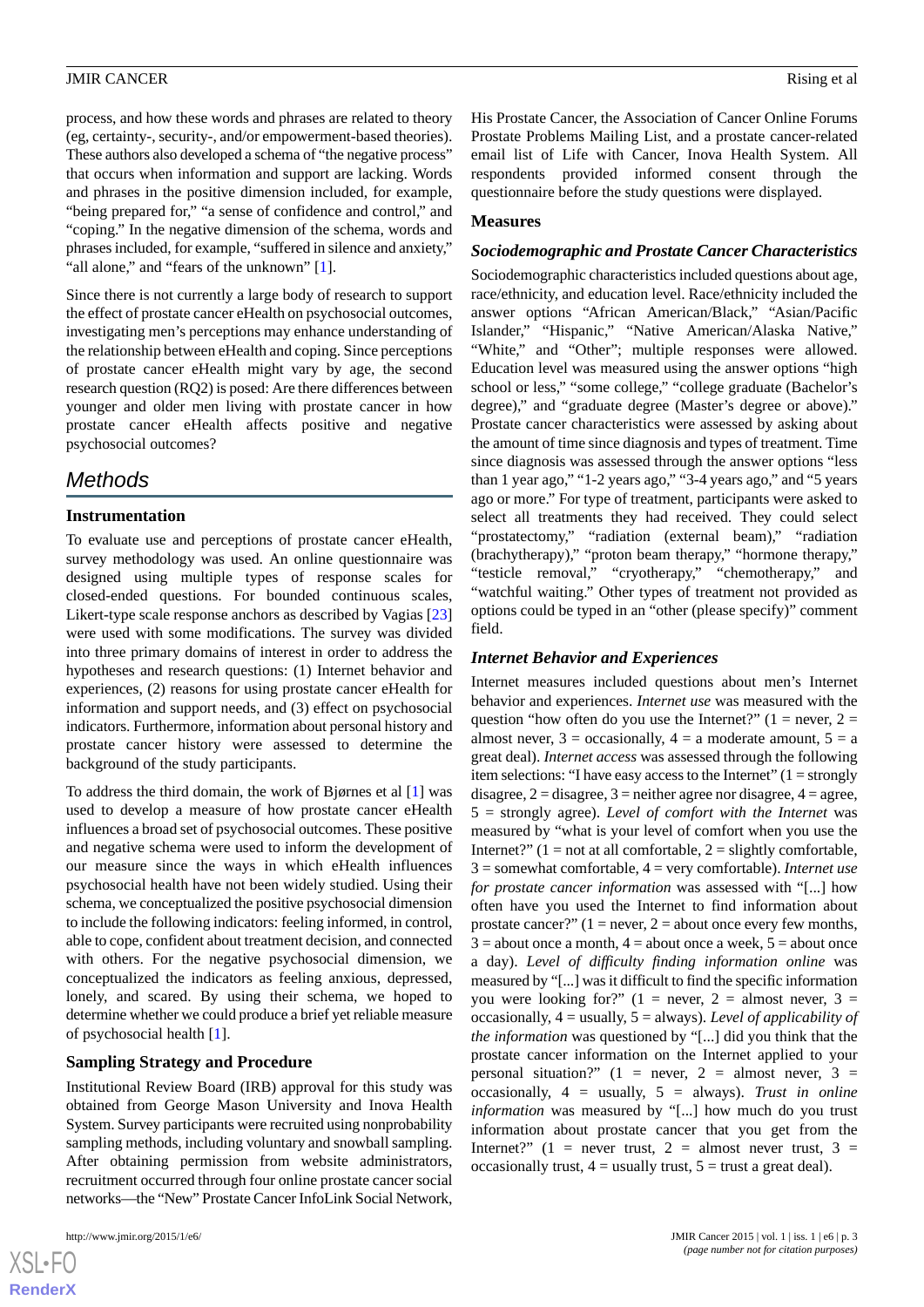process, and how these words and phrases are related to theory (eg, certainty-, security-, and/or empowerment-based theories). These authors also developed a schema of "the negative process" that occurs when information and support are lacking. Words and phrases in the positive dimension included, for example, "being prepared for," "a sense of confidence and control," and "coping." In the negative dimension of the schema, words and phrases included, for example, "suffered in silence and anxiety," "all alone," and "fears of the unknown" [1].

Since there is not currently a large body of research to support the effect of prostate cancer eHealth on psychosocial outcomes, investigating men's perceptions may enhance understanding of the relationship between eHealth and coping. Since perceptions of prostate cancer eHealth might vary by age, the second research question (RQ2) is posed: Are there differences between younger and older men living with prostate cancer in how prostate cancer eHealth affects positive and negative psychosocial outcomes?

## Methods

### Instrumentation

To evaluate use and perceptions of prostate cancer eHealth, survey methodology was used. An online questionnaire was designed using multiple types of response scales for closed-ended questions. For bounded continuous scales, Likert-type scale response anchors as described by Vagias [23] were used with some modifications. The survey was divided into three primary domains of interest in order to address the hypotheses and research questions: (1) Internet behavior and experiences, (2) reasons for using prostate cancer eHealth for information and support needs, and (3) effect on psychosocial indicators. Furthermore, information about personal history and prostate cancer history were assessed to determine the background of the study participants.

To address the third domain, the work of Bjørnes et al [1] was used to develop a measure of how prostate cancer eHealth influences a broad set of psychosocial outcomes. These positive and negative schema were used to inform the development of our measure since the ways in which eHealth influences psychosocial health have not been widely studied. Using their schema, we conceptualized the positive psychosocial dimension to include the following indicators: feeling informed, in control, able to cope, confident about treatment decision, and connected with others. For the negative psychosocial dimension, we conceptualized the indicators as feeling anxious, depressed, lonely, and scared. By using their schema, we hoped to determine whether we could produce a brief yet reliable measure of psychosocial health [1].

### Sampling Strategy and Procedure

Institutional Review Board (IRB) approval for this study was obtained from George Mason University and Inova Health System. Survey participants were recruited using nonprobability sampling methods, including voluntary and snowball sampling. After obtaining permission from website administrators, recruitment occurred through four online prostate cancer social networks—the "New" Prostate Cancer InfoLink Social Network, His Prostate Cancer, the Association of Cancer Online Forums Prostate Problems Mailing List, and a prostate cancer-related email list of Life with Cancer, Inova Health System. All respondents provided informed consent through the questionnaire before the study questions were displayed.

### Measures

#### *Sociodemographic and Prostate Cancer Characteristics*

Sociodemographic characteristics included questions about age, race/ethnicity, and education level. Race/ethnicity included the answer options "African American/Black," "Asian/Pacific Islander," "Hispanic," "Native American/Alaska Native," "White," and "Other"; multiple responses were allowed. Education level was measured using the answer options "high school or less," "some college," "college graduate (Bachelor's degree)," and "graduate degree (Master's degree or above)." Prostate cancer characteristics were assessed by asking about the amount of time since diagnosis and types of treatment. Time since diagnosis was assessed through the answer options "less than 1 year ago," "1-2 years ago," "3-4 years ago," and "5 years ago or more." For type of treatment, participants were asked to select all treatments they had received. They could select "prostatectomy," "radiation (external beam)," "radiation (brachytherapy)," "proton beam therapy," "hormone therapy," "testicle removal," "cryotherapy," "chemotherapy," and "watchful waiting." Other types of treatment not provided as options could be typed in an "other (please specify)" comment field.

#### *Internet Behavior and Experiences*

Internet measures included questions about men's Internet behavior and experiences. *Internet use* was measured with the question "how often do you use the Internet?" (1 = never, 2 = almost never, 3 = occasionally, 4 = a moderate amount, 5 = a great deal). *Internet access* was assessed through the following item selections: "I have easy access to the Internet" (1 = strongly disagree, 2 = disagree, 3 = neither agree nor disagree, 4 = agree, 5 = strongly agree). *Level of comfort with the Internet* was measured by "what is your level of comfort when you use the Internet?" (1 = not at all comfortable, 2 = slightly comfortable, 3 = somewhat comfortable, 4 = very comfortable). *Internet use for prostate cancer information* was assessed with "[...] how often have you used the Internet to find information about prostate cancer?" (1 = never, 2 = about once every few months, 3 = about once a month, 4 = about once a week, 5 = about once a day). *Level of difficulty finding information online* was measured by "[...] was it difficult to find the specific information you were looking for?" (1 = never, 2 = almost never, 3 = occasionally, 4 = usually, 5 = always). *Level of applicability of the information* was questioned by "[...] did you think that the prostate cancer information on the Internet applied to your personal situation?" (1 = never, 2 = almost never, 3 = occasionally, 4 = usually, 5 = always). *Trust in online information* was measured by "[...] how much do you trust information about prostate cancer that you get from the Internet?" (1 = never trust, 2 = almost never trust, 3 = occasionally trust, 4 = usually trust, 5 = trust a great deal).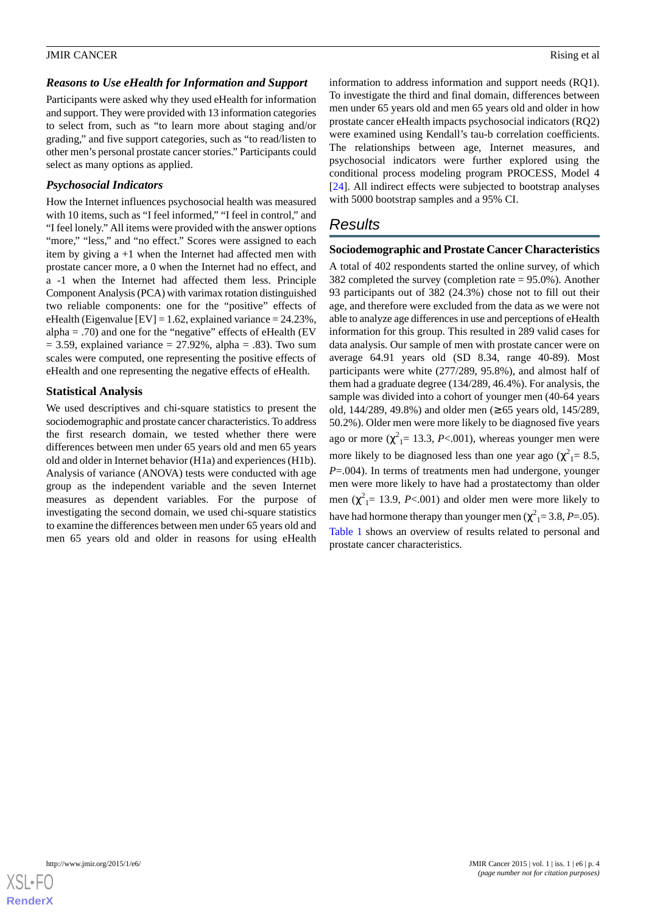### *Reasons to Use eHealth for Information and Support*

Participants were asked why they used eHealth for information and support. They were provided with 13 information categories to select from, such as "to learn more about staging and/or grading," and five support categories, such as "to read/listen to other men's personal prostate cancer stories." Participants could select as many options as applied.

### *Psychosocial Indicators*

How the Internet influences psychosocial health was measured with 10 items, such as "I feel informed," "I feel in control," and "I feel lonely." All items were provided with the answer options "more," "less," and "no effect." Scores were assigned to each item by giving a +1 when the Internet had affected men with prostate cancer more, a 0 when the Internet had no effect, and a -1 when the Internet had affected them less. Principle Component Analysis (PCA) with varimax rotation distinguished two reliable components: one for the "positive" effects of eHealth (Eigenvalue [EV] = 1.62, explained variance = 24.23%, alpha = .70) and one for the "negative" effects of eHealth (EV = 3.59, explained variance = 27.92%, alpha = .83). Two sum scales were computed, one representing the positive effects of eHealth and one representing the negative effects of eHealth.

### Statistical Analysis

We used descriptives and chi-square statistics to present the sociodemographic and prostate cancer characteristics. To address the first research domain, we tested whether there were differences between men under 65 years old and men 65 years old and older in Internet behavior (H1a) and experiences (H1b). Analysis of variance (ANOVA) tests were conducted with age group as the independent variable and the seven Internet measures as dependent variables. For the purpose of investigating the second domain, we used chi-square statistics to examine the differences between men under 65 years old and men 65 years old and older in reasons for using eHealth information to address information and support needs (RQ1). To investigate the third and final domain, differences between men under 65 years old and men 65 years old and older in how prostate cancer eHealth impacts psychosocial indicators (RQ2) were examined using Kendall's tau-b correlation coefficients. The relationships between age, Internet measures, and psychosocial indicators were further explored using the conditional process modeling program PROCESS, Model 4 [24]. All indirect effects were subjected to bootstrap analyses with 5000 bootstrap samples and a 95% CI.

## Results

### Sociodemographic and Prostate Cancer Characteristics

A total of 402 respondents started the online survey, of which 382 completed the survey (completion rate = 95.0%). Another 93 participants out of 382 (24.3%) chose not to fill out their age, and therefore were excluded from the data as we were not able to analyze age differences in use and perceptions of eHealth information for this group. This resulted in 289 valid cases for data analysis. Our sample of men with prostate cancer were on average 64.91 years old (SD 8.34, range 40-89). Most participants were white (277/289, 95.8%), and almost half of them had a graduate degree (134/289, 46.4%). For analysis, the sample was divided into a cohort of younger men (40-64 years old, 144/289, 49.8%) and older men (≥65 years old, 145/289, 50.2%). Older men were more likely to be diagnosed five years ago or more ($\chi^2_1$= 13.3, *P*<.001), whereas younger men were more likely to be diagnosed less than one year ago ($\chi^2_1$= 8.5, *P*=.004). In terms of treatments men had undergone, younger men were more likely to have had a prostatectomy than older men ($\chi^2_1$= 13.9, *P*<.001) and older men were more likely to have had hormone therapy than younger men ($\chi^2_1$= 3.8, *P*=.05). Table 1 shows an overview of results related to personal and prostate cancer characteristics.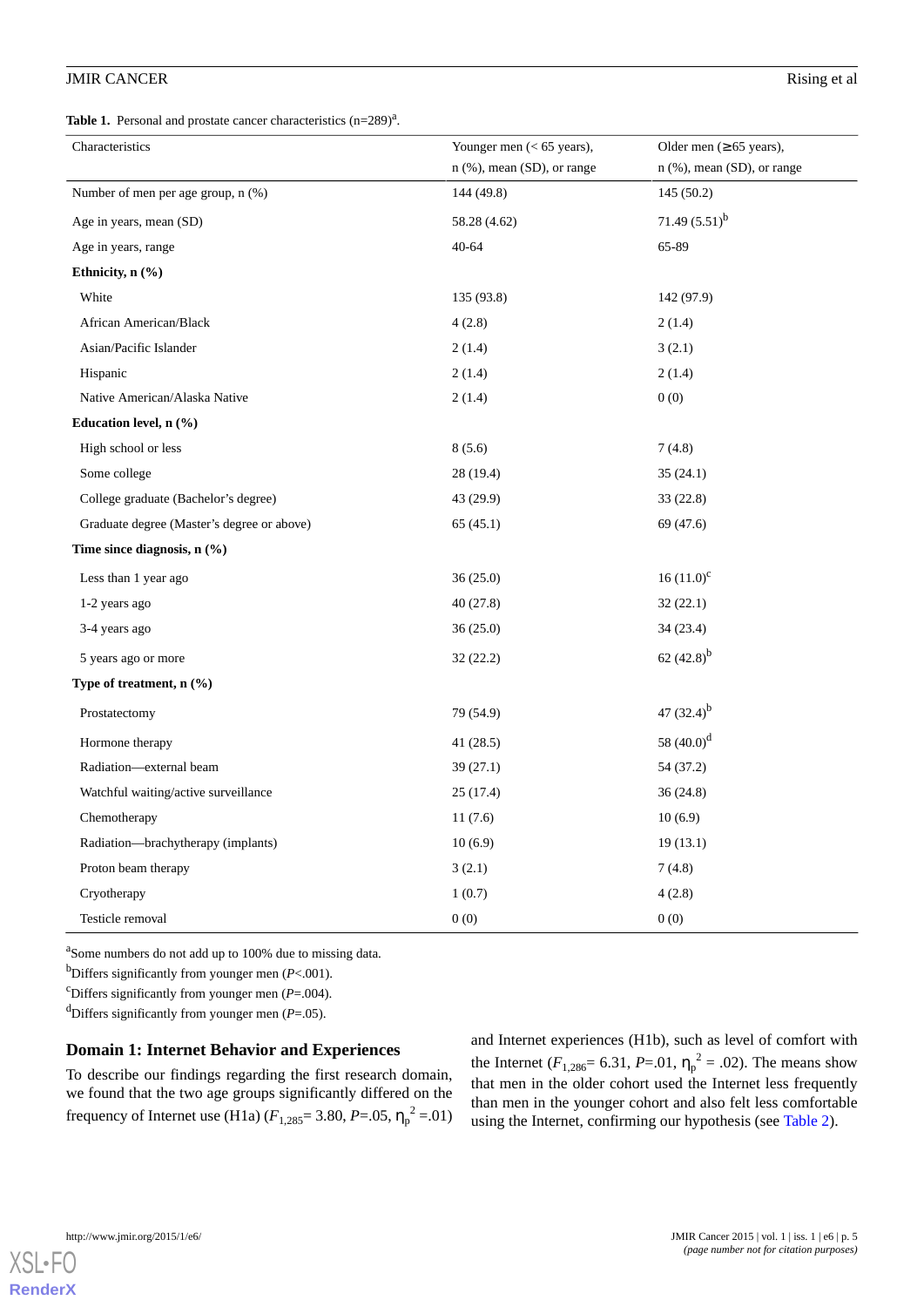**Table 1.** Personal and prostate cancer characteristics (n=289)[a].

| Characteristics | Younger men (< 65 years), n (%), mean (SD), or range | Older men (≥65 years), n (%), mean (SD), or range |
|---|---|---|
| Number of men per age group, n (%) | 144 (49.8) | 145 (50.2) |
| Age in years, mean (SD) | 58.28 (4.62) | 71.49 (5.51)[b] |
| Age in years, range | 40-64 | 65-89 |
| **Ethnicity, n (%)** | | |
| White | 135 (93.8) | 142 (97.9) |
| African American/Black | 4 (2.8) | 2 (1.4) |
| Asian/Pacific Islander | 2 (1.4) | 3 (2.1) |
| Hispanic | 2 (1.4) | 2 (1.4) |
| Native American/Alaska Native | 2 (1.4) | 0 (0) |
| **Education level, n (%)** | | |
| High school or less | 8 (5.6) | 7 (4.8) |
| Some college | 28 (19.4) | 35 (24.1) |
| College graduate (Bachelor's degree) | 43 (29.9) | 33 (22.8) |
| Graduate degree (Master's degree or above) | 65 (45.1) | 69 (47.6) |
| **Time since diagnosis, n (%)** | | |
| Less than 1 year ago | 36 (25.0) | 16 (11.0)[c] |
| 1-2 years ago | 40 (27.8) | 32 (22.1) |
| 3-4 years ago | 36 (25.0) | 34 (23.4) |
| 5 years ago or more | 32 (22.2) | 62 (42.8)[b] |
| **Type of treatment, n (%)** | | |
| Prostatectomy | 79 (54.9) | 47 (32.4)[b] |
| Hormone therapy | 41 (28.5) | 58 (40.0)[d] |
| Radiation—external beam | 39 (27.1) | 54 (37.2) |
| Watchful waiting/active surveillance | 25 (17.4) | 36 (24.8) |
| Chemotherapy | 11 (7.6) | 10 (6.9) |
| Radiation—brachytherapy (implants) | 10 (6.9) | 19 (13.1) |
| Proton beam therapy | 3 (2.1) | 7 (4.8) |
| Cryotherapy | 1 (0.7) | 4 (2.8) |
| Testicle removal | 0 (0) | 0 (0) |

[a]Some numbers do not add up to 100% due to missing data.
[b]Differs significantly from younger men ($P$<.001).
[c]Differs significantly from younger men ($P$=.004).
[d]Differs significantly from younger men ($P$=.05).

### Domain 1: Internet Behavior and Experiences

To describe our findings regarding the first research domain, we found that the two age groups significantly differed on the frequency of Internet use (H1a) ($F_{1,285}$= 3.80, $P$=.05, $\eta_p^2$ =.01) and Internet experiences (H1b), such as level of comfort with the Internet ($F_{1,286}$= 6.31, $P$=.01, $\eta_p^2$ = .02). The means show that men in the older cohort used the Internet less frequently than men in the younger cohort and also felt less comfortable using the Internet, confirming our hypothesis (see Table 2).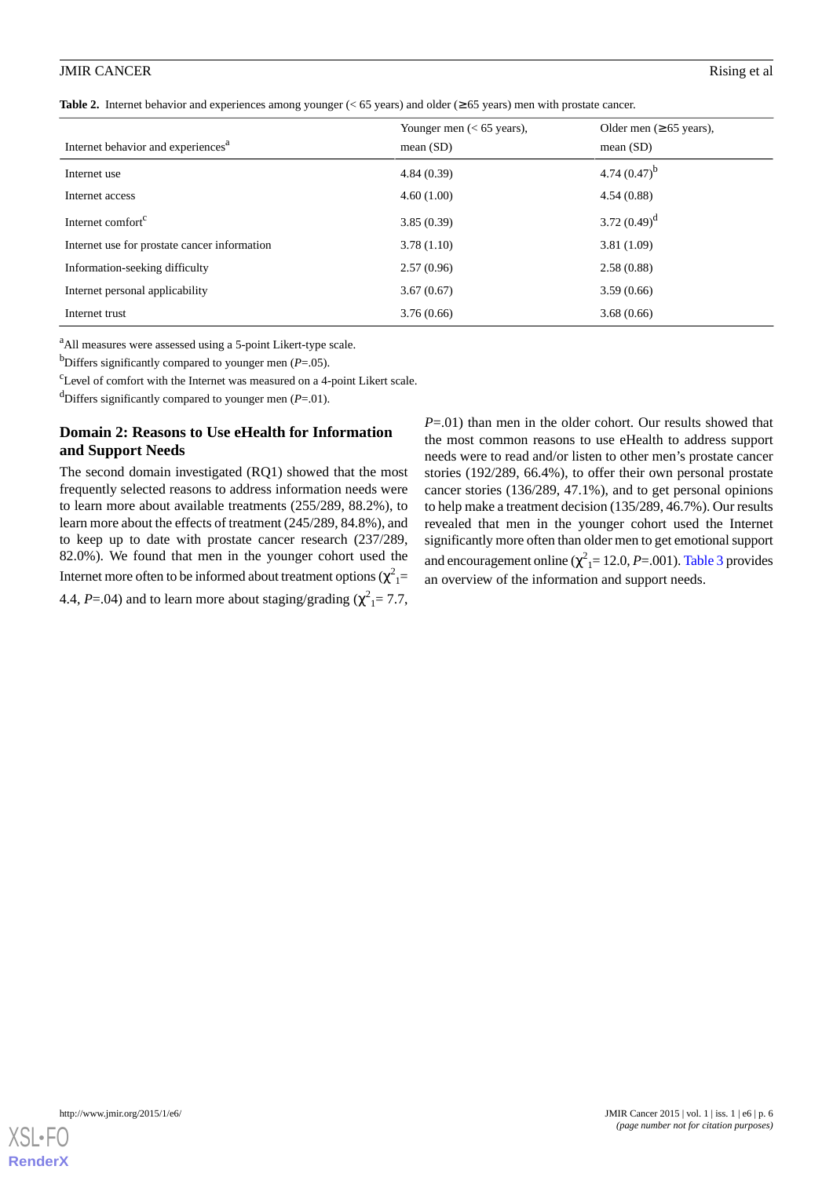**Table 2.** Internet behavior and experiences among younger (< 65 years) and older (≥ 65 years) men with prostate cancer.

| Internet behavior and experiences[a] | Younger men (< 65 years), mean (SD) | Older men (≥ 65 years), mean (SD) |
| --- | --- | --- |
| Internet use | 4.84 (0.39) | 4.74 (0.47)[b] |
| Internet access | 4.60 (1.00) | 4.54 (0.88) |
| Internet comfort[c] | 3.85 (0.39) | 3.72 (0.49)[d] |
| Internet use for prostate cancer information | 3.78 (1.10) | 3.81 (1.09) |
| Information-seeking difficulty | 2.57 (0.96) | 2.58 (0.88) |
| Internet personal applicability | 3.67 (0.67) | 3.59 (0.66) |
| Internet trust | 3.76 (0.66) | 3.68 (0.66) |

[a]All measures were assessed using a 5-point Likert-type scale.

[b]Differs significantly compared to younger men (*P*=.05).

[c]Level of comfort with the Internet was measured on a 4-point Likert scale.

[d]Differs significantly compared to younger men (*P*=.01).

## Domain 2: Reasons to Use eHealth for Information and Support Needs

The second domain investigated (RQ1) showed that the most frequently selected reasons to address information needs were to learn more about available treatments (255/289, 88.2%), to learn more about the effects of treatment (245/289, 84.8%), and to keep up to date with prostate cancer research (237/289, 82.0%). We found that men in the younger cohort used the Internet more often to be informed about treatment options ($\chi^2_1$= 4.4, *P*=.04) and to learn more about staging/grading ($\chi^2_1$= 7.7, *P*=.01) than men in the older cohort. Our results showed that the most common reasons to use eHealth to address support needs were to read and/or listen to other men's prostate cancer stories (192/289, 66.4%), to offer their own personal prostate cancer stories (136/289, 47.1%), and to get personal opinions to help make a treatment decision (135/289, 46.7%). Our results revealed that men in the younger cohort used the Internet significantly more often than older men to get emotional support and encouragement online ($\chi^2_1$= 12.0, *P*=.001). Table 3 provides an overview of the information and support needs.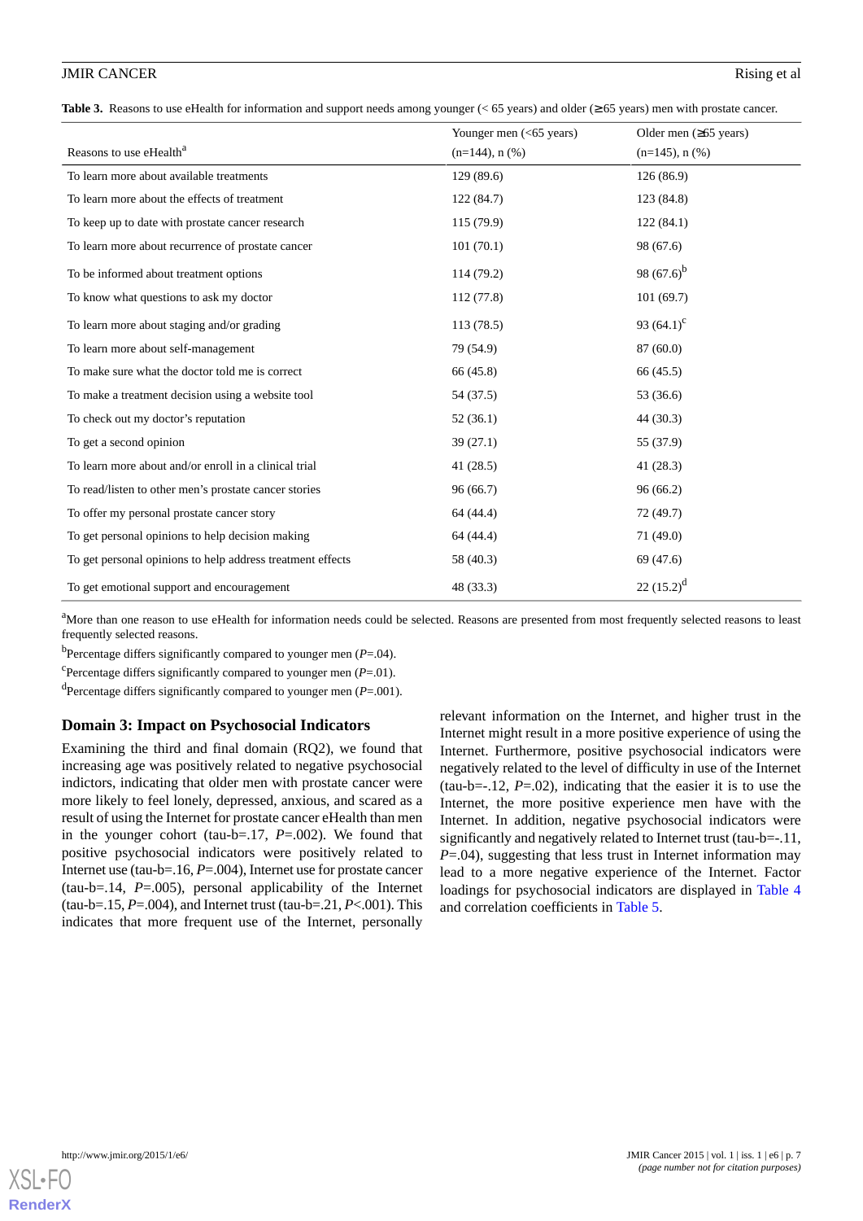**Table 3.** Reasons to use eHealth for information and support needs among younger (< 65 years) and older (≥ 65 years) men with prostate cancer.

| Reasons to use eHealth[a] | Younger men (<65 years) (n=144), n (%) | Older men (≥65 years) (n=145), n (%) |
|---|---|---|
| To learn more about available treatments | 129 (89.6) | 126 (86.9) |
| To learn more about the effects of treatment | 122 (84.7) | 123 (84.8) |
| To keep up to date with prostate cancer research | 115 (79.9) | 122 (84.1) |
| To learn more about recurrence of prostate cancer | 101 (70.1) | 98 (67.6) |
| To be informed about treatment options | 114 (79.2) | 98 (67.6)[b] |
| To know what questions to ask my doctor | 112 (77.8) | 101 (69.7) |
| To learn more about staging and/or grading | 113 (78.5) | 93 (64.1)[c] |
| To learn more about self-management | 79 (54.9) | 87 (60.0) |
| To make sure what the doctor told me is correct | 66 (45.8) | 66 (45.5) |
| To make a treatment decision using a website tool | 54 (37.5) | 53 (36.6) |
| To check out my doctor’s reputation | 52 (36.1) | 44 (30.3) |
| To get a second opinion | 39 (27.1) | 55 (37.9) |
| To learn more about and/or enroll in a clinical trial | 41 (28.5) | 41 (28.3) |
| To read/listen to other men’s prostate cancer stories | 96 (66.7) | 96 (66.2) |
| To offer my personal prostate cancer story | 64 (44.4) | 72 (49.7) |
| To get personal opinions to help decision making | 64 (44.4) | 71 (49.0) |
| To get personal opinions to help address treatment effects | 58 (40.3) | 69 (47.6) |
| To get emotional support and encouragement | 48 (33.3) | 22 (15.2)[d] |

[a]More than one reason to use eHealth for information needs could be selected. Reasons are presented from most frequently selected reasons to least frequently selected reasons.

[b]Percentage differs significantly compared to younger men (*P*=.04).

[c]Percentage differs significantly compared to younger men (*P*=.01).

[d]Percentage differs significantly compared to younger men (*P*=.001).

## Domain 3: Impact on Psychosocial Indicators

Examining the third and final domain (RQ2), we found that increasing age was positively related to negative psychosocial indictors, indicating that older men with prostate cancer were more likely to feel lonely, depressed, anxious, and scared as a result of using the Internet for prostate cancer eHealth than men in the younger cohort (tau-b=.17, *P*=.002). We found that positive psychosocial indicators were positively related to Internet use (tau-b=.16, *P*=.004), Internet use for prostate cancer (tau-b=.14, *P*=.005), personal applicability of the Internet (tau-b=.15, *P*=.004), and Internet trust (tau-b=.21, *P*<.001). This indicates that more frequent use of the Internet, personally relevant information on the Internet, and higher trust in the Internet might result in a more positive experience of using the Internet. Furthermore, positive psychosocial indicators were negatively related to the level of difficulty in use of the Internet (tau-b=-.12, *P*=.02), indicating that the easier it is to use the Internet, the more positive experience men have with the Internet. In addition, negative psychosocial indicators were significantly and negatively related to Internet trust (tau-b=-.11, *P*=.04), suggesting that less trust in Internet information may lead to a more negative experience of the Internet. Factor loadings for psychosocial indicators are displayed in Table 4 and correlation coefficients in Table 5.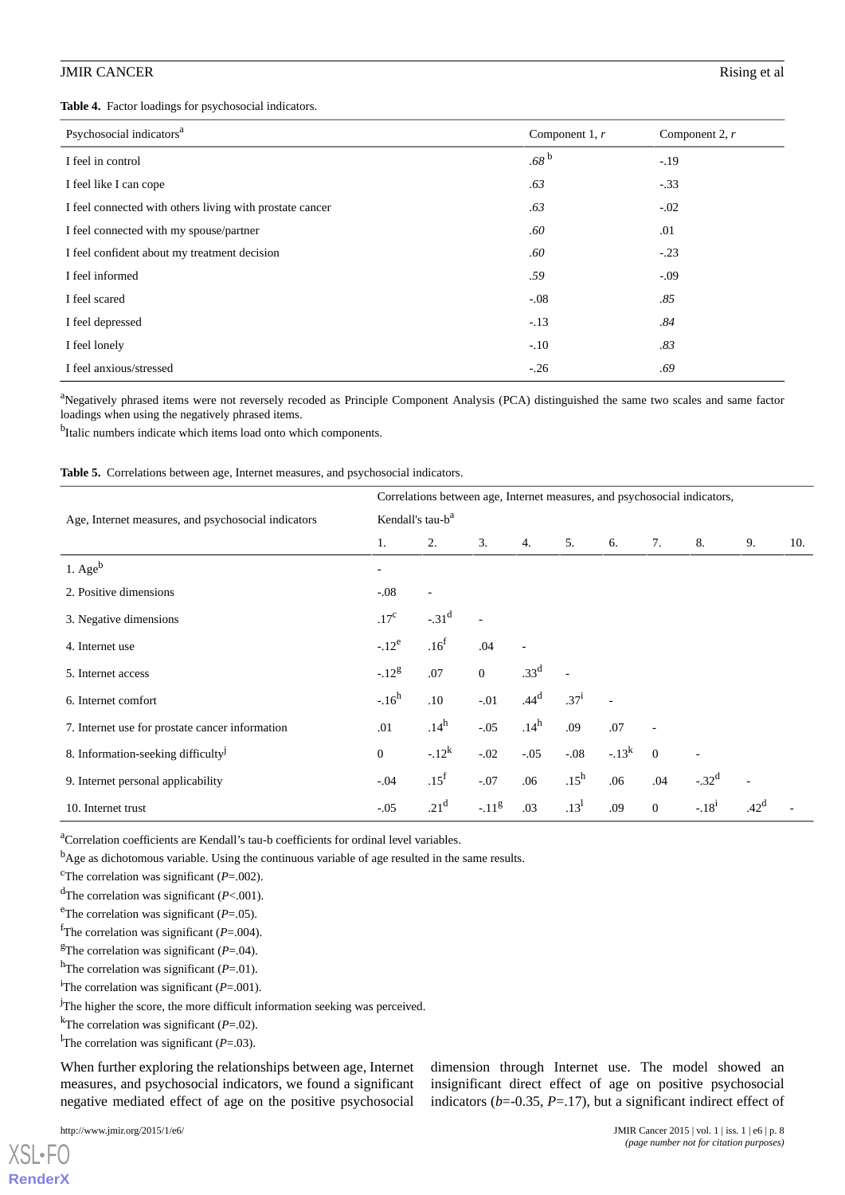**Table 4.** Factor loadings for psychosocial indicators.

| Psychosocial indicators[a] | Component 1, *r* | Component 2, *r* |
|---|---|---|
| I feel in control | *.68* [b] | -.19 |
| I feel like I can cope | *.63* | -.33 |
| I feel connected with others living with prostate cancer | *.63* | -.02 |
| I feel connected with my spouse/partner | *.60* | .01 |
| I feel confident about my treatment decision | *.60* | -.23 |
| I feel informed | *.59* | -.09 |
| I feel scared | -.08 | *.85* |
| I feel depressed | -.13 | *.84* |
| I feel lonely | -.10 | *.83* |
| I feel anxious/stressed | -.26 | *.69* |

[a]Negatively phrased items were not reversely recoded as Principle Component Analysis (PCA) distinguished the same two scales and same factor loadings when using the negatively phrased items.

[b]Italic numbers indicate which items load onto which components.

**Table 5.** Correlations between age, Internet measures, and psychosocial indicators.

| Age, Internet measures, and psychosocial indicators | Correlations between age, Internet measures, and psychosocial indicators, Kendall's tau-b[a] | | | | | | | | | |
|---|---|---|---|---|---|---|---|---|---|---|
| | 1. | 2. | 3. | 4. | 5. | 6. | 7. | 8. | 9. | 10. |
| 1. Age[b] | - | | | | | | | | | |
| 2. Positive dimensions | -.08 | - | | | | | | | | |
| 3. Negative dimensions | .17[c] | -.31[d] | - | | | | | | | |
| 4. Internet use | -.12[e] | .16[f] | .04 | - | | | | | | |
| 5. Internet access | -.12[g] | .07 | 0 | .33[d] | - | | | | | |
| 6. Internet comfort | -.16[h] | .10 | -.01 | .44[d] | .37[i] | - | | | | |
| 7. Internet use for prostate cancer information | .01 | .14[h] | -.05 | .14[h] | .09 | .07 | - | | | |
| 8. Information-seeking difficulty[j] | 0 | -.12[k] | -.02 | -.05 | -.08 | -.13[k] | 0 | - | | |
| 9. Internet personal applicability | -.04 | .15[f] | -.07 | .06 | .15[h] | .06 | .04 | -.32[d] | - | |
| 10. Internet trust | -.05 | .21[d] | -.11[g] | .03 | .13[l] | .09 | 0 | -.18[i] | .42[d] | - |

[a]Correlation coefficients are Kendall's tau-b coefficients for ordinal level variables.

[b]Age as dichotomous variable. Using the continuous variable of age resulted in the same results.

[c]The correlation was significant (*P*=.002).

[d]The correlation was significant (*P*<.001).

[e]The correlation was significant (*P*=.05).

[f]The correlation was significant (*P*=.004).

[g]The correlation was significant (*P*=.04).

[h]The correlation was significant (*P*=.01).

[i]The correlation was significant (*P*=.001).

[j]The higher the score, the more difficult information seeking was perceived.

[k]The correlation was significant (*P*=.02).

[l]The correlation was significant (*P*=.03).

When further exploring the relationships between age, Internet measures, and psychosocial indicators, we found a significant negative mediated effect of age on the positive psychosocial dimension through Internet use. The model showed an insignificant direct effect of age on positive psychosocial indicators (*b*=-0.35, *P*=.17), but a significant indirect effect of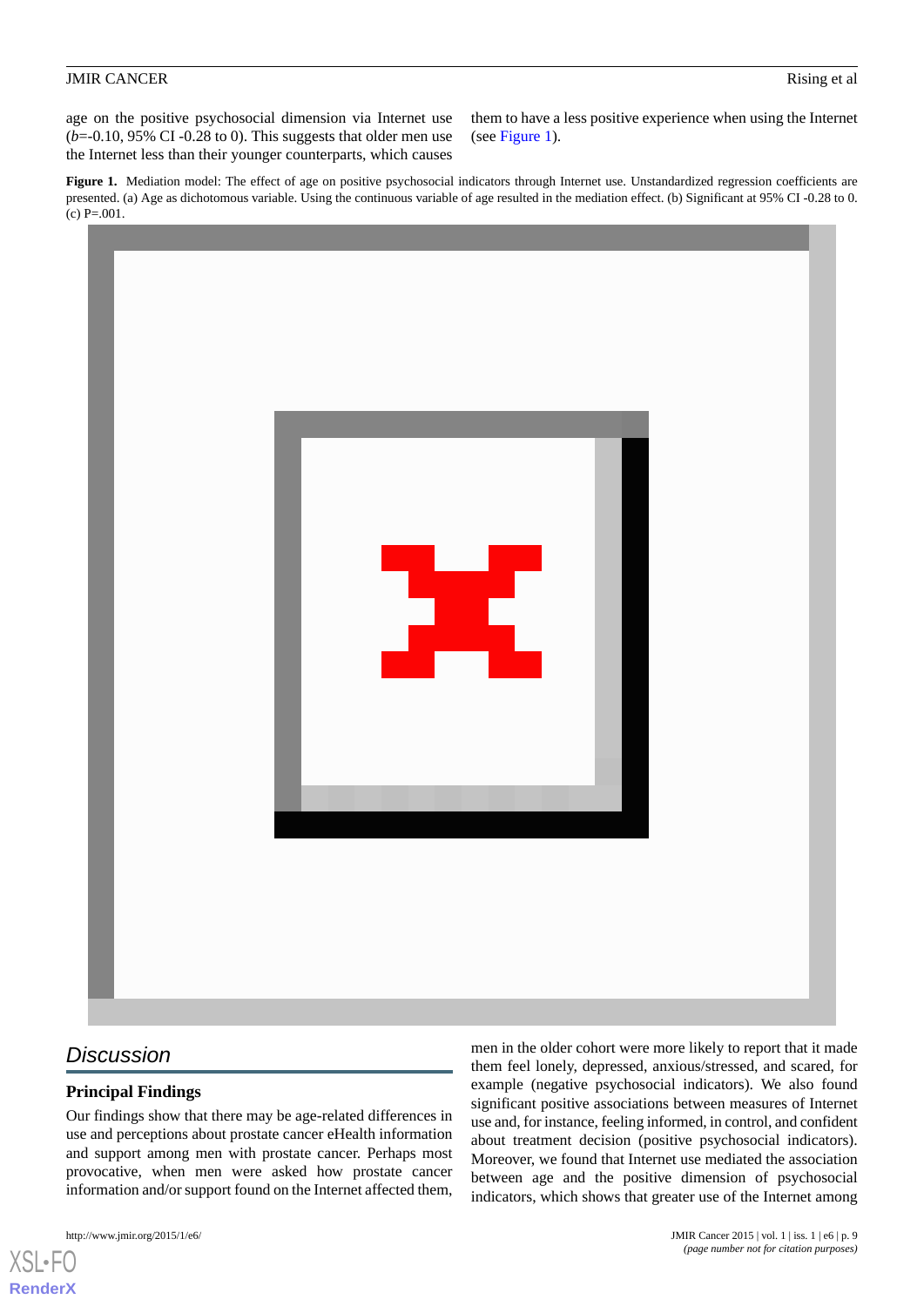age on the positive psychosocial dimension via Internet use (*b*=-0.10, 95% CI -0.28 to 0). This suggests that older men use the Internet less than their younger counterparts, which causes them to have a less positive experience when using the Internet (see Figure 1).

**Figure 1.** Mediation model: The effect of age on positive psychosocial indicators through Internet use. Unstandardized regression coefficients are presented. (a) Age as dichotomous variable. Using the continuous variable of age resulted in the mediation effect. (b) Significant at 95% CI -0.28 to 0. (c) P=.001.

## Discussion

### Principal Findings

Our findings show that there may be age-related differences in use and perceptions about prostate cancer eHealth information and support among men with prostate cancer. Perhaps most provocative, when men were asked how prostate cancer information and/or support found on the Internet affected them, men in the older cohort were more likely to report that it made them feel lonely, depressed, anxious/stressed, and scared, for example (negative psychosocial indicators). We also found significant positive associations between measures of Internet use and, for instance, feeling informed, in control, and confident about treatment decision (positive psychosocial indicators). Moreover, we found that Internet use mediated the association between age and the positive dimension of psychosocial indicators, which shows that greater use of the Internet among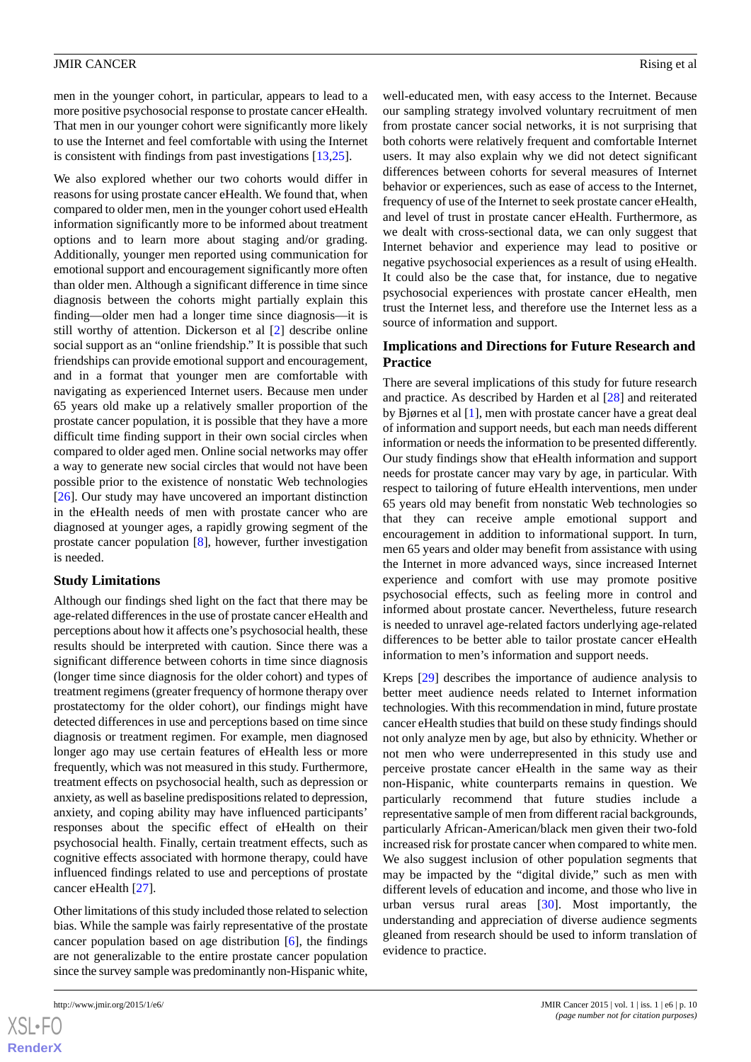men in the younger cohort, in particular, appears to lead to a more positive psychosocial response to prostate cancer eHealth. That men in our younger cohort were significantly more likely to use the Internet and feel comfortable with using the Internet is consistent with findings from past investigations [13,25].

We also explored whether our two cohorts would differ in reasons for using prostate cancer eHealth. We found that, when compared to older men, men in the younger cohort used eHealth information significantly more to be informed about treatment options and to learn more about staging and/or grading. Additionally, younger men reported using communication for emotional support and encouragement significantly more often than older men. Although a significant difference in time since diagnosis between the cohorts might partially explain this finding—older men had a longer time since diagnosis—it is still worthy of attention. Dickerson et al [2] describe online social support as an "online friendship." It is possible that such friendships can provide emotional support and encouragement, and in a format that younger men are comfortable with navigating as experienced Internet users. Because men under 65 years old make up a relatively smaller proportion of the prostate cancer population, it is possible that they have a more difficult time finding support in their own social circles when compared to older aged men. Online social networks may offer a way to generate new social circles that would not have been possible prior to the existence of nonstatic Web technologies [26]. Our study may have uncovered an important distinction in the eHealth needs of men with prostate cancer who are diagnosed at younger ages, a rapidly growing segment of the prostate cancer population [8], however, further investigation is needed.

### Study Limitations

Although our findings shed light on the fact that there may be age-related differences in the use of prostate cancer eHealth and perceptions about how it affects one's psychosocial health, these results should be interpreted with caution. Since there was a significant difference between cohorts in time since diagnosis (longer time since diagnosis for the older cohort) and types of treatment regimens (greater frequency of hormone therapy over prostatectomy for the older cohort), our findings might have detected differences in use and perceptions based on time since diagnosis or treatment regimen. For example, men diagnosed longer ago may use certain features of eHealth less or more frequently, which was not measured in this study. Furthermore, treatment effects on psychosocial health, such as depression or anxiety, as well as baseline predispositions related to depression, anxiety, and coping ability may have influenced participants' responses about the specific effect of eHealth on their psychosocial health. Finally, certain treatment effects, such as cognitive effects associated with hormone therapy, could have influenced findings related to use and perceptions of prostate cancer eHealth [27].

Other limitations of this study included those related to selection bias. While the sample was fairly representative of the prostate cancer population based on age distribution [6], the findings are not generalizable to the entire prostate cancer population since the survey sample was predominantly non-Hispanic white, well-educated men, with easy access to the Internet. Because our sampling strategy involved voluntary recruitment of men from prostate cancer social networks, it is not surprising that both cohorts were relatively frequent and comfortable Internet users. It may also explain why we did not detect significant differences between cohorts for several measures of Internet behavior or experiences, such as ease of access to the Internet, frequency of use of the Internet to seek prostate cancer eHealth, and level of trust in prostate cancer eHealth. Furthermore, as we dealt with cross-sectional data, we can only suggest that Internet behavior and experience may lead to positive or negative psychosocial experiences as a result of using eHealth. It could also be the case that, for instance, due to negative psychosocial experiences with prostate cancer eHealth, men trust the Internet less, and therefore use the Internet less as a source of information and support.

### Implications and Directions for Future Research and Practice

There are several implications of this study for future research and practice. As described by Harden et al [28] and reiterated by Bjørnes et al [1], men with prostate cancer have a great deal of information and support needs, but each man needs different information or needs the information to be presented differently. Our study findings show that eHealth information and support needs for prostate cancer may vary by age, in particular. With respect to tailoring of future eHealth interventions, men under 65 years old may benefit from nonstatic Web technologies so that they can receive ample emotional support and encouragement in addition to informational support. In turn, men 65 years and older may benefit from assistance with using the Internet in more advanced ways, since increased Internet experience and comfort with use may promote positive psychosocial effects, such as feeling more in control and informed about prostate cancer. Nevertheless, future research is needed to unravel age-related factors underlying age-related differences to be better able to tailor prostate cancer eHealth information to men's information and support needs.

Kreps [29] describes the importance of audience analysis to better meet audience needs related to Internet information technologies. With this recommendation in mind, future prostate cancer eHealth studies that build on these study findings should not only analyze men by age, but also by ethnicity. Whether or not men who were underrepresented in this study use and perceive prostate cancer eHealth in the same way as their non-Hispanic, white counterparts remains in question. We particularly recommend that future studies include a representative sample of men from different racial backgrounds, particularly African-American/black men given their two-fold increased risk for prostate cancer when compared to white men. We also suggest inclusion of other population segments that may be impacted by the "digital divide," such as men with different levels of education and income, and those who live in urban versus rural areas [30]. Most importantly, the understanding and appreciation of diverse audience segments gleaned from research should be used to inform translation of evidence to practice.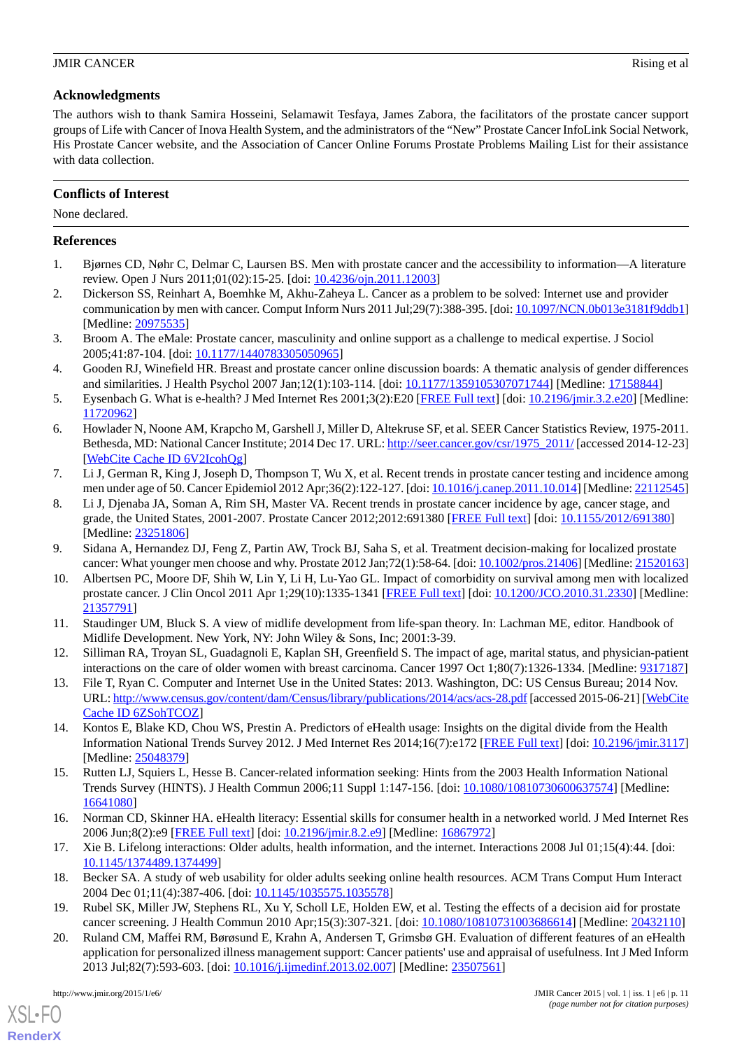## Acknowledgments

The authors wish to thank Samira Hosseini, Selamawit Tesfaya, James Zabora, the facilitators of the prostate cancer support groups of Life with Cancer of Inova Health System, and the administrators of the "New" Prostate Cancer InfoLink Social Network, His Prostate Cancer website, and the Association of Cancer Online Forums Prostate Problems Mailing List for their assistance with data collection.

## Conflicts of Interest

None declared.

## References

1. Bjørnes CD, Nøhr C, Delmar C, Laursen BS. Men with prostate cancer and the accessibility to information—A literature review. Open J Nurs 2011;01(02):15-25. [doi: 10.4236/ojn.2011.12003]
2. Dickerson SS, Reinhart A, Boemhke M, Akhu-Zaheya L. Cancer as a problem to be solved: Internet use and provider communication by men with cancer. Comput Inform Nurs 2011 Jul;29(7):388-395. [doi: 10.1097/NCN.0b013e3181f9ddb1] [Medline: 20975535]
3. Broom A. The eMale: Prostate cancer, masculinity and online support as a challenge to medical expertise. J Sociol 2005;41:87-104. [doi: 10.1177/1440783305050965]
4. Gooden RJ, Winefield HR. Breast and prostate cancer online discussion boards: A thematic analysis of gender differences and similarities. J Health Psychol 2007 Jan;12(1):103-114. [doi: 10.1177/1359105307071744] [Medline: 17158844]
5. Eysenbach G. What is e-health? J Med Internet Res 2001;3(2):E20 [FREE Full text] [doi: 10.2196/jmir.3.2.e20] [Medline: 11720962]
6. Howlader N, Noone AM, Krapcho M, Garshell J, Miller D, Altekruse SF, et al. SEER Cancer Statistics Review, 1975-2011. Bethesda, MD: National Cancer Institute; 2014 Dec 17. URL: http://seer.cancer.gov/csr/1975_2011/ [accessed 2014-12-23] [WebCite Cache ID 6V2IcohQg]
7. Li J, German R, King J, Joseph D, Thompson T, Wu X, et al. Recent trends in prostate cancer testing and incidence among men under age of 50. Cancer Epidemiol 2012 Apr;36(2):122-127. [doi: 10.1016/j.canep.2011.10.014] [Medline: 22112545]
8. Li J, Djenaba JA, Soman A, Rim SH, Master VA. Recent trends in prostate cancer incidence by age, cancer stage, and grade, the United States, 2001-2007. Prostate Cancer 2012;2012:691380 [FREE Full text] [doi: 10.1155/2012/691380] [Medline: 23251806]
9. Sidana A, Hernandez DJ, Feng Z, Partin AW, Trock BJ, Saha S, et al. Treatment decision-making for localized prostate cancer: What younger men choose and why. Prostate 2012 Jan;72(1):58-64. [doi: 10.1002/pros.21406] [Medline: 21520163]
10. Albertsen PC, Moore DF, Shih W, Lin Y, Li H, Lu-Yao GL. Impact of comorbidity on survival among men with localized prostate cancer. J Clin Oncol 2011 Apr 1;29(10):1335-1341 [FREE Full text] [doi: 10.1200/JCO.2010.31.2330] [Medline: 21357791]
11. Staudinger UM, Bluck S. A view of midlife development from life-span theory. In: Lachman ME, editor. Handbook of Midlife Development. New York, NY: John Wiley & Sons, Inc; 2001:3-39.
12. Silliman RA, Troyan SL, Guadagnoli E, Kaplan SH, Greenfield S. The impact of age, marital status, and physician-patient interactions on the care of older women with breast carcinoma. Cancer 1997 Oct 1;80(7):1326-1334. [Medline: 9317187]
13. File T, Ryan C. Computer and Internet Use in the United States: 2013. Washington, DC: US Census Bureau; 2014 Nov. URL: http://www.census.gov/content/dam/Census/library/publications/2014/acs/acs-28.pdf [accessed 2015-06-21] [WebCite Cache ID 6ZSohTCOZ]
14. Kontos E, Blake KD, Chou WS, Prestin A. Predictors of eHealth usage: Insights on the digital divide from the Health Information National Trends Survey 2012. J Med Internet Res 2014;16(7):e172 [FREE Full text] [doi: 10.2196/jmir.3117] [Medline: 25048379]
15. Rutten LJ, Squiers L, Hesse B. Cancer-related information seeking: Hints from the 2003 Health Information National Trends Survey (HINTS). J Health Commun 2006;11 Suppl 1:147-156. [doi: 10.1080/10810730600637574] [Medline: 16641080]
16. Norman CD, Skinner HA. eHealth literacy: Essential skills for consumer health in a networked world. J Med Internet Res 2006 Jun;8(2):e9 [FREE Full text] [doi: 10.2196/jmir.8.2.e9] [Medline: 16867972]
17. Xie B. Lifelong interactions: Older adults, health information, and the internet. Interactions 2008 Jul 01;15(4):44. [doi: 10.1145/1374489.1374499]
18. Becker SA. A study of web usability for older adults seeking online health resources. ACM Trans Comput Hum Interact 2004 Dec 01;11(4):387-406. [doi: 10.1145/1035575.1035578]
19. Rubel SK, Miller JW, Stephens RL, Xu Y, Scholl LE, Holden EW, et al. Testing the effects of a decision aid for prostate cancer screening. J Health Commun 2010 Apr;15(3):307-321. [doi: 10.1080/10810731003686614] [Medline: 20432110]
20. Ruland CM, Maffei RM, Børøsund E, Krahn A, Andersen T, Grimsbø GH. Evaluation of different features of an eHealth application for personalized illness management support: Cancer patients' use and appraisal of usefulness. Int J Med Inform 2013 Jul;82(7):593-603. [doi: 10.1016/j.ijmedinf.2013.02.007] [Medline: 23507561]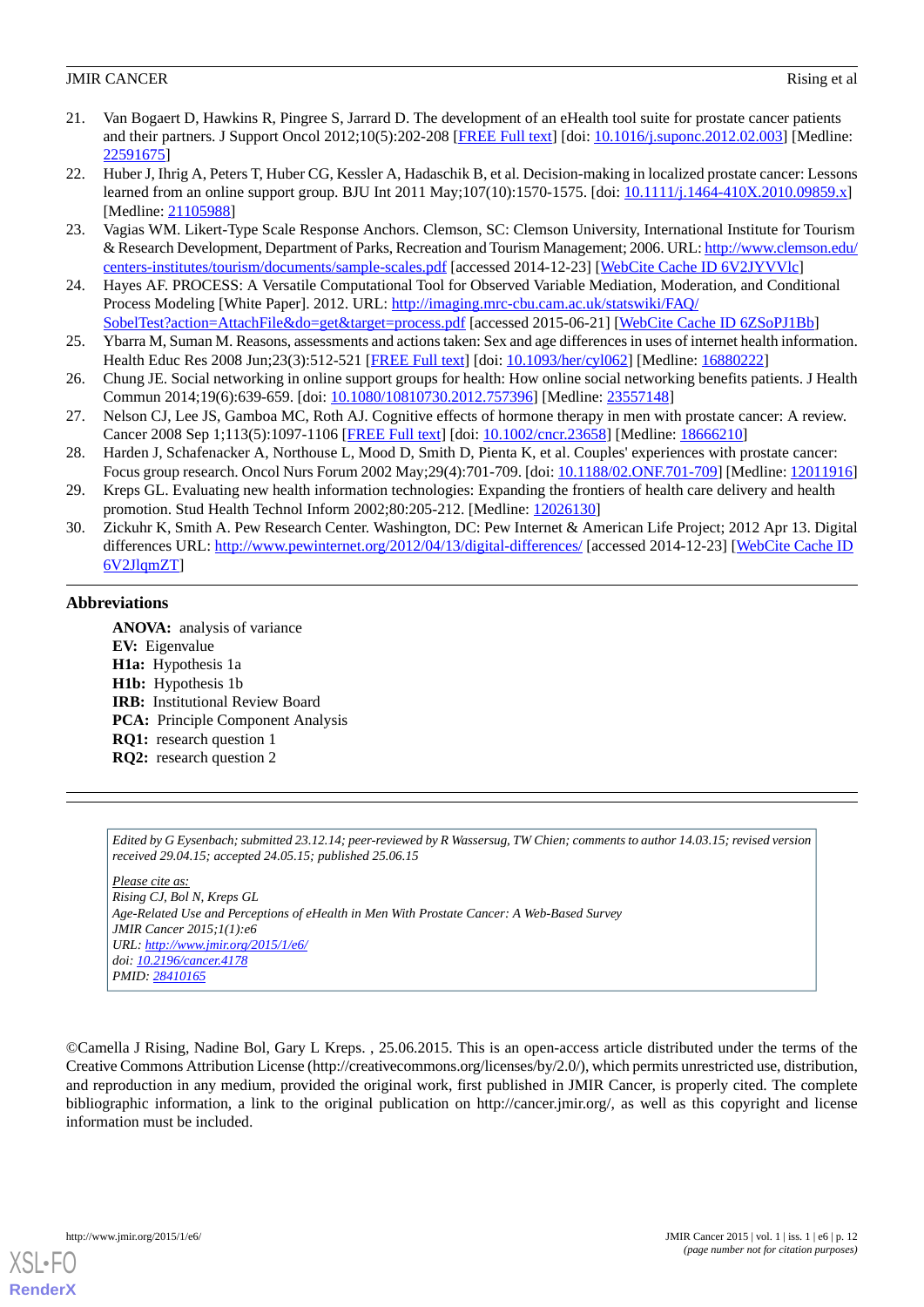21. Van Bogaert D, Hawkins R, Pingree S, Jarrard D. The development of an eHealth tool suite for prostate cancer patients and their partners. J Support Oncol 2012;10(5):202-208 [FREE Full text] [doi: 10.1016/j.suponc.2012.02.003] [Medline: 22591675]
22. Huber J, Ihrig A, Peters T, Huber CG, Kessler A, Hadaschik B, et al. Decision-making in localized prostate cancer: Lessons learned from an online support group. BJU Int 2011 May;107(10):1570-1575. [doi: 10.1111/j.1464-410X.2010.09859.x] [Medline: 21105988]
23. Vagias WM. Likert-Type Scale Response Anchors. Clemson, SC: Clemson University, International Institute for Tourism & Research Development, Department of Parks, Recreation and Tourism Management; 2006. URL: http://www.clemson.edu/centers-institutes/tourism/documents/sample-scales.pdf [accessed 2014-12-23] [WebCite Cache ID 6V2JYVVlc]
24. Hayes AF. PROCESS: A Versatile Computational Tool for Observed Variable Mediation, Moderation, and Conditional Process Modeling [White Paper]. 2012. URL: http://imaging.mrc-cbu.cam.ac.uk/statswiki/FAQ/SobelTest?action=AttachFile&do=get&target=process.pdf [accessed 2015-06-21] [WebCite Cache ID 6ZSoPJ1Bb]
25. Ybarra M, Suman M. Reasons, assessments and actions taken: Sex and age differences in uses of internet health information. Health Educ Res 2008 Jun;23(3):512-521 [FREE Full text] [doi: 10.1093/her/cyl062] [Medline: 16880222]
26. Chung JE. Social networking in online support groups for health: How online social networking benefits patients. J Health Commun 2014;19(6):639-659. [doi: 10.1080/10810730.2012.757396] [Medline: 23557148]
27. Nelson CJ, Lee JS, Gamboa MC, Roth AJ. Cognitive effects of hormone therapy in men with prostate cancer: A review. Cancer 2008 Sep 1;113(5):1097-1106 [FREE Full text] [doi: 10.1002/cncr.23658] [Medline: 18666210]
28. Harden J, Schafenacker A, Northouse L, Mood D, Smith D, Pienta K, et al. Couples' experiences with prostate cancer: Focus group research. Oncol Nurs Forum 2002 May;29(4):701-709. [doi: 10.1188/02.ONF.701-709] [Medline: 12011916]
29. Kreps GL. Evaluating new health information technologies: Expanding the frontiers of health care delivery and health promotion. Stud Health Technol Inform 2002;80:205-212. [Medline: 12026130]
30. Zickuhr K, Smith A. Pew Research Center. Washington, DC: Pew Internet & American Life Project; 2012 Apr 13. Digital differences URL: http://www.pewinternet.org/2012/04/13/digital-differences/ [accessed 2014-12-23] [WebCite Cache ID 6V2JlqmZT]

## Abbreviations

**ANOVA:** analysis of variance
**EV:** Eigenvalue
**H1a:** Hypothesis 1a
**H1b:** Hypothesis 1b
**IRB:** Institutional Review Board
**PCA:** Principle Component Analysis
**RQ1:** research question 1
**RQ2:** research question 2

*Edited by G Eysenbach; submitted 23.12.14; peer-reviewed by R Wassersug, TW Chien; comments to author 14.03.15; revised version received 29.04.15; accepted 24.05.15; published 25.06.15*

*Please cite as:*
*Rising CJ, Bol N, Kreps GL*
*Age-Related Use and Perceptions of eHealth in Men With Prostate Cancer: A Web-Based Survey*
*JMIR Cancer 2015;1(1):e6*
*URL: http://www.jmir.org/2015/1/e6/*
*doi: 10.2196/cancer.4178*
*PMID: 28410165*

©Camella J Rising, Nadine Bol, Gary L Kreps. , 25.06.2015. This is an open-access article distributed under the terms of the Creative Commons Attribution License (http://creativecommons.org/licenses/by/2.0/), which permits unrestricted use, distribution, and reproduction in any medium, provided the original work, first published in JMIR Cancer, is properly cited. The complete bibliographic information, a link to the original publication on http://cancer.jmir.org/, as well as this copyright and license information must be included.